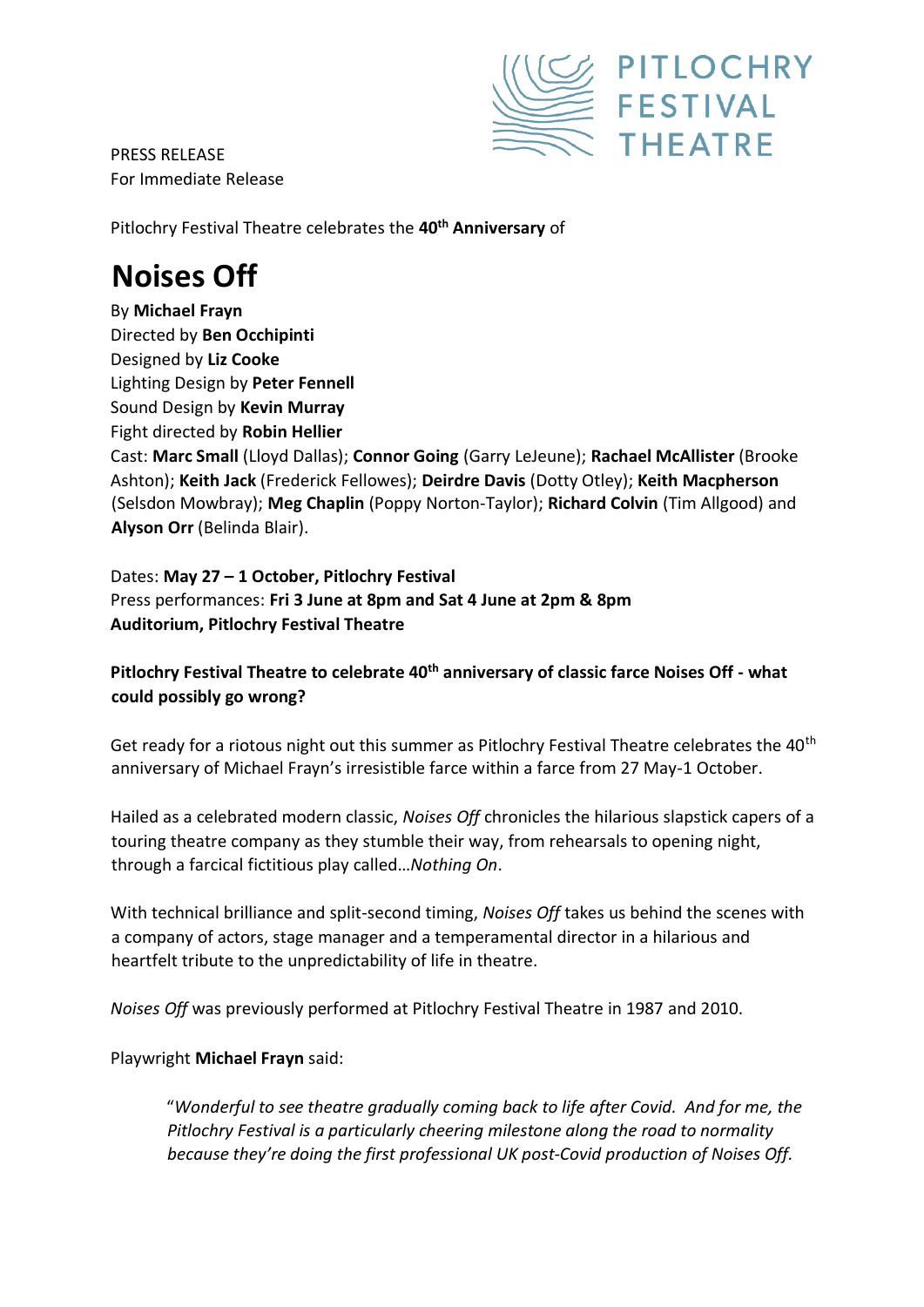PITLOCHRY FESTIVAL THEATRE

PRESS RELEASE
For Immediate Release

Pitlochry Festival Theatre celebrates the **40th Anniversary** of

# Noises Off

By **Michael Frayn**
Directed by **Ben Occhipinti**
Designed by **Liz Cooke**
Lighting Design by **Peter Fennell**
Sound Design by **Kevin Murray**
Fight directed by **Robin Hellier**
Cast: **Marc Small** (Lloyd Dallas); **Connor Going** (Garry LeJeune); **Rachael McAllister** (Brooke Ashton); **Keith Jack** (Frederick Fellowes); **Deirdre Davis** (Dotty Otley); **Keith Macpherson** (Selsdon Mowbray); **Meg Chaplin** (Poppy Norton-Taylor); **Richard Colvin** (Tim Allgood) and **Alyson Orr** (Belinda Blair).

Dates: **May 27 – 1 October, Pitlochry Festival**
Press performances: **Fri 3 June at 8pm and Sat 4 June at 2pm & 8pm**
**Auditorium, Pitlochry Festival Theatre**

**Pitlochry Festival Theatre to celebrate 40th anniversary of classic farce Noises Off - what could possibly go wrong?**

Get ready for a riotous night out this summer as Pitlochry Festival Theatre celebrates the 40th anniversary of Michael Frayn's irresistible farce within a farce from 27 May-1 October.

Hailed as a celebrated modern classic, *Noises Off* chronicles the hilarious slapstick capers of a touring theatre company as they stumble their way, from rehearsals to opening night, through a farcical fictitious play called…*Nothing On*.

With technical brilliance and split-second timing, *Noises Off* takes us behind the scenes with a company of actors, stage manager and a temperamental director in a hilarious and heartfelt tribute to the unpredictability of life in theatre.

*Noises Off* was previously performed at Pitlochry Festival Theatre in 1987 and 2010.

Playwright **Michael Frayn** said:

> "*Wonderful to see theatre gradually coming back to life after Covid. And for me, the Pitlochry Festival is a particularly cheering milestone along the road to normality because they're doing the first professional UK post-Covid production of Noises Off.*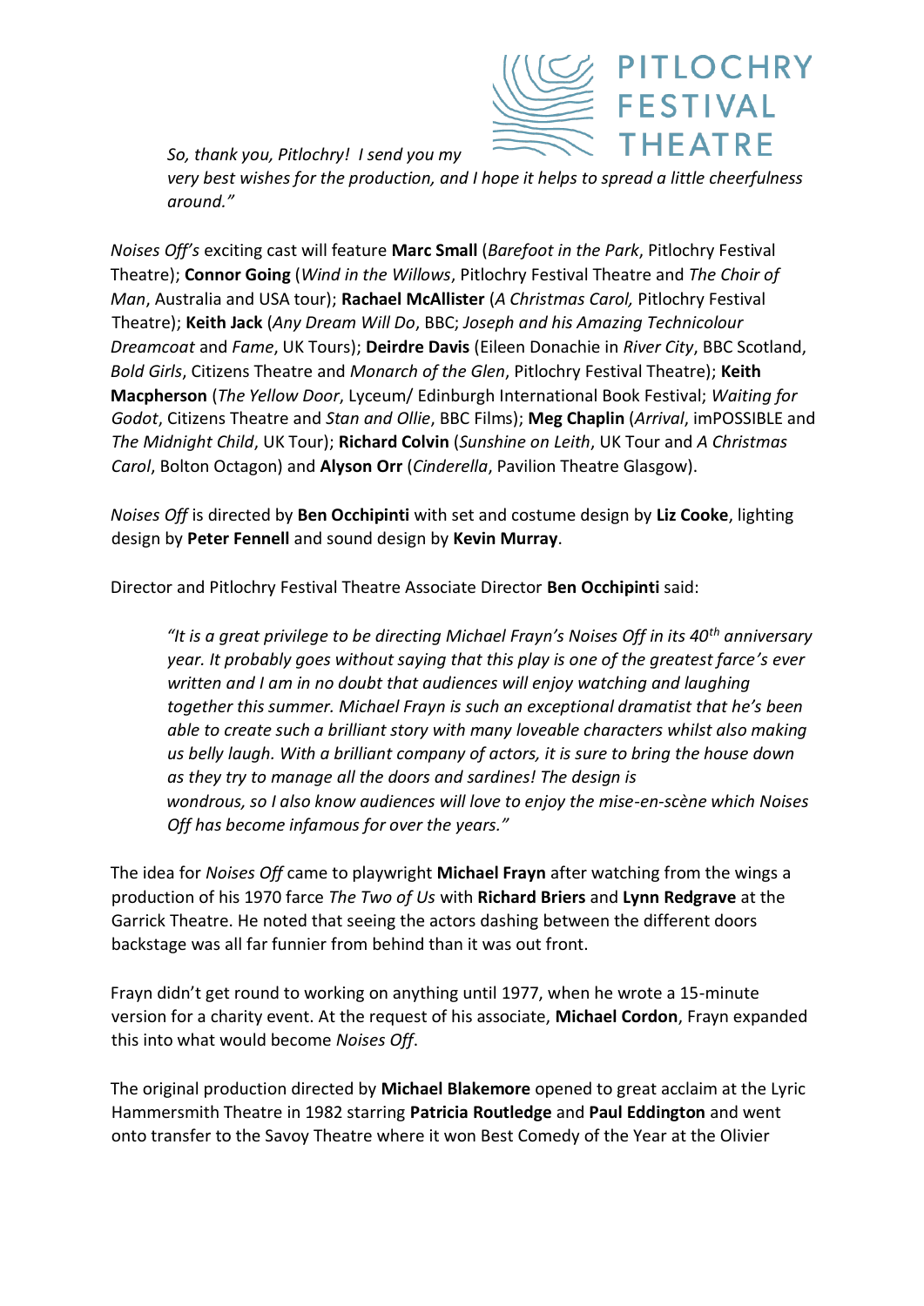*So, thank you, Pitlochry! I send you my very best wishes for the production, and I hope it helps to spread a little cheerfulness around."*

*Noises Off's* exciting cast will feature **Marc Small** (*Barefoot in the Park*, Pitlochry Festival Theatre); **Connor Going** (*Wind in the Willows*, Pitlochry Festival Theatre and *The Choir of Man*, Australia and USA tour); **Rachael McAllister** (*A Christmas Carol,* Pitlochry Festival Theatre); **Keith Jack** (*Any Dream Will Do*, BBC; *Joseph and his Amazing Technicolour Dreamcoat* and *Fame*, UK Tours); **Deirdre Davis** (Eileen Donachie in *River City*, BBC Scotland, *Bold Girls*, Citizens Theatre and *Monarch of the Glen*, Pitlochry Festival Theatre); **Keith Macpherson** (*The Yellow Door*, Lyceum/ Edinburgh International Book Festival; *Waiting for Godot*, Citizens Theatre and *Stan and Ollie*, BBC Films); **Meg Chaplin** (*Arrival*, imPOSSIBLE and *The Midnight Child*, UK Tour); **Richard Colvin** (*Sunshine on Leith*, UK Tour and *A Christmas Carol*, Bolton Octagon) and **Alyson Orr** (*Cinderella*, Pavilion Theatre Glasgow).

*Noises Off* is directed by **Ben Occhipinti** with set and costume design by **Liz Cooke**, lighting design by **Peter Fennell** and sound design by **Kevin Murray**.

Director and Pitlochry Festival Theatre Associate Director **Ben Occhipinti** said:

> *"It is a great privilege to be directing Michael Frayn's Noises Off in its 40th anniversary year. It probably goes without saying that this play is one of the greatest farce's ever written and I am in no doubt that audiences will enjoy watching and laughing together this summer. Michael Frayn is such an exceptional dramatist that he's been able to create such a brilliant story with many loveable characters whilst also making us belly laugh. With a brilliant company of actors, it is sure to bring the house down as they try to manage all the doors and sardines! The design is wondrous, so I also know audiences will love to enjoy the mise-en-scène which Noises Off has become infamous for over the years."*

The idea for *Noises Off* came to playwright **Michael Frayn** after watching from the wings a production of his 1970 farce *The Two of Us* with **Richard Briers** and **Lynn Redgrave** at the Garrick Theatre. He noted that seeing the actors dashing between the different doors backstage was all far funnier from behind than it was out front.

Frayn didn't get round to working on anything until 1977, when he wrote a 15-minute version for a charity event. At the request of his associate, **Michael Cordon**, Frayn expanded this into what would become *Noises Off*.

The original production directed by **Michael Blakemore** opened to great acclaim at the Lyric Hammersmith Theatre in 1982 starring **Patricia Routledge** and **Paul Eddington** and went onto transfer to the Savoy Theatre where it won Best Comedy of the Year at the Olivier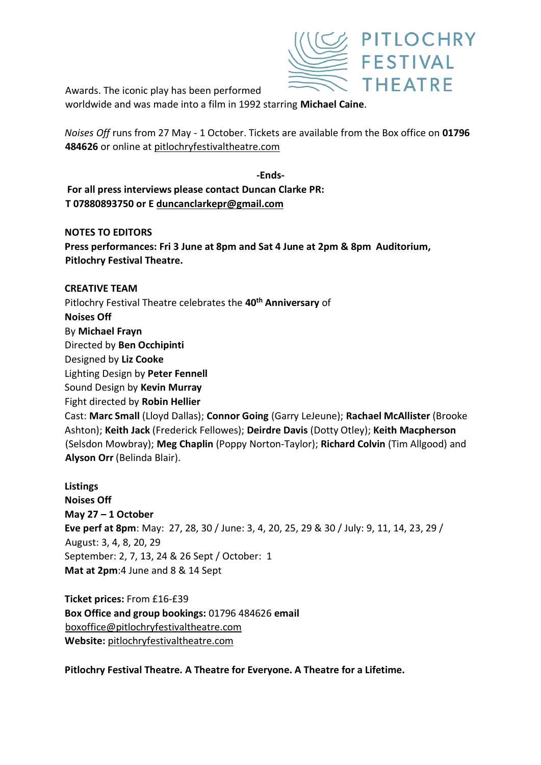Awards. The iconic play has been performed worldwide and was made into a film in 1992 starring **Michael Caine**.

*Noises Off* runs from 27 May - 1 October. Tickets are available from the Box office on **01796 484626** or online at pitlochryfestivaltheatre.com

**-Ends-**

**For all press interviews please contact Duncan Clarke PR:**
**T 07880893750 or E duncanclarkepr@gmail.com**

**NOTES TO EDITORS**

**Press performances: Fri 3 June at 8pm and Sat 4 June at 2pm & 8pm Auditorium, Pitlochry Festival Theatre.**

**CREATIVE TEAM**

Pitlochry Festival Theatre celebrates the **40th Anniversary** of
**Noises Off**
By **Michael Frayn**
Directed by **Ben Occhipinti**
Designed by **Liz Cooke**
Lighting Design by **Peter Fennell**
Sound Design by **Kevin Murray**
Fight directed by **Robin Hellier**
Cast: **Marc Small** (Lloyd Dallas); **Connor Going** (Garry LeJeune); **Rachael McAllister** (Brooke Ashton); **Keith Jack** (Frederick Fellowes); **Deirdre Davis** (Dotty Otley); **Keith Macpherson** (Selsdon Mowbray); **Meg Chaplin** (Poppy Norton-Taylor); **Richard Colvin** (Tim Allgood) and **Alyson Orr** (Belinda Blair).

**Listings**
**Noises Off**
**May 27 – 1 October**
**Eve perf at 8pm**: May: 27, 28, 30 / June: 3, 4, 20, 25, 29 & 30 / July: 9, 11, 14, 23, 29 / August: 3, 4, 8, 20, 29
September: 2, 7, 13, 24 & 26 Sept / October: 1
**Mat at 2pm**:4 June and 8 & 14 Sept

**Ticket prices:** From £16-£39
**Box Office and group bookings:** 01796 484626 **email** boxoffice@pitlochryfestivaltheatre.com
**Website:** pitlochryfestivaltheatre.com

**Pitlochry Festival Theatre. A Theatre for Everyone. A Theatre for a Lifetime.**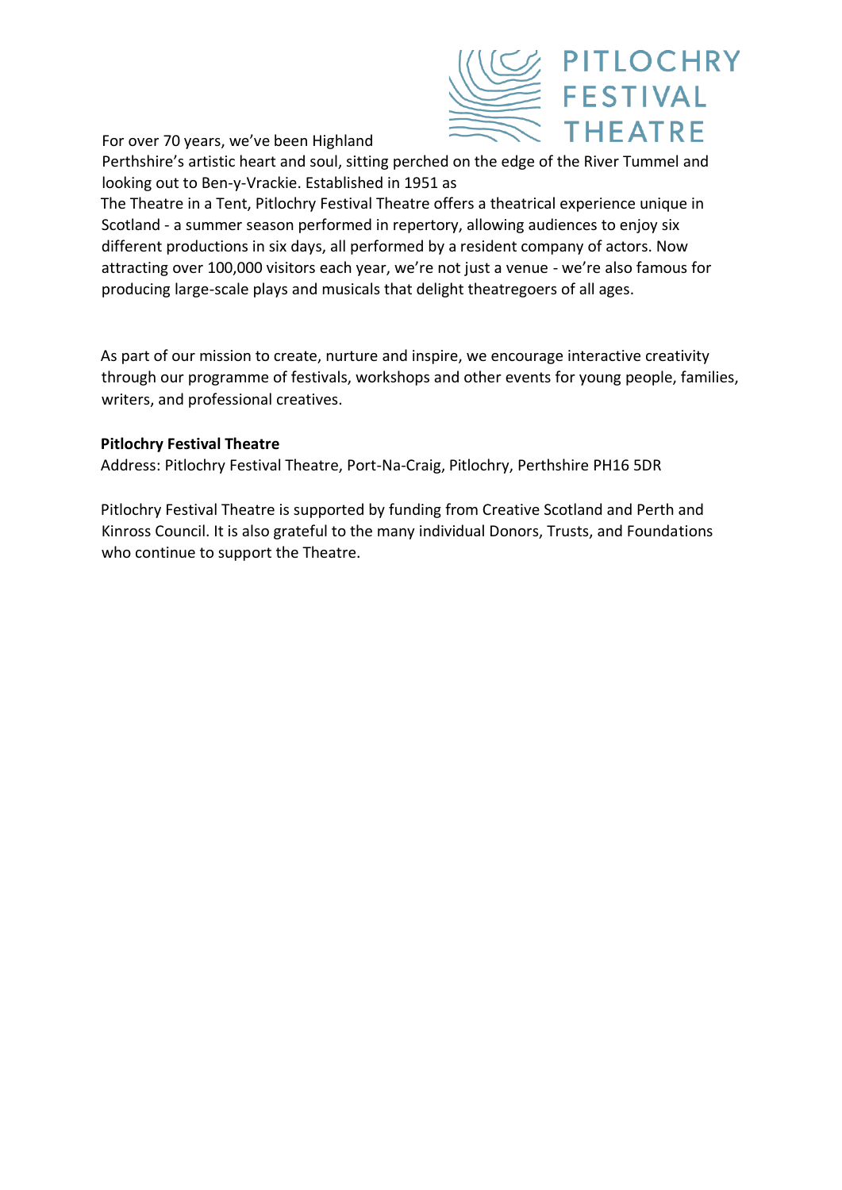For over 70 years, we've been Highland Perthshire's artistic heart and soul, sitting perched on the edge of the River Tummel and looking out to Ben-y-Vrackie. Established in 1951 as The Theatre in a Tent, Pitlochry Festival Theatre offers a theatrical experience unique in Scotland - a summer season performed in repertory, allowing audiences to enjoy six different productions in six days, all performed by a resident company of actors. Now attracting over 100,000 visitors each year, we're not just a venue - we're also famous for producing large-scale plays and musicals that delight theatregoers of all ages.

As part of our mission to create, nurture and inspire, we encourage interactive creativity through our programme of festivals, workshops and other events for young people, families, writers, and professional creatives.

**Pitlochry Festival Theatre**
Address: Pitlochry Festival Theatre, Port-Na-Craig, Pitlochry, Perthshire PH16 5DR

Pitlochry Festival Theatre is supported by funding from Creative Scotland and Perth and Kinross Council. It is also grateful to the many individual Donors, Trusts, and Foundations who continue to support the Theatre.